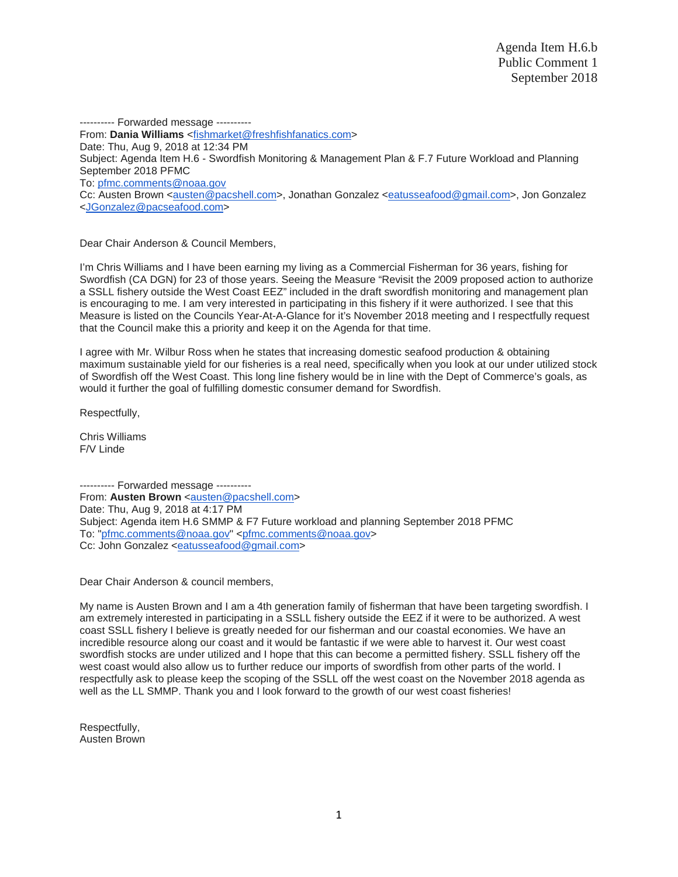Agenda Item H.6.b
Public Comment 1
September 2018

---------- Forwarded message ----------
From: **Dania Williams** <fishmarket@freshfishfanatics.com>
Date: Thu, Aug 9, 2018 at 12:34 PM
Subject: Agenda Item H.6 - Swordfish Monitoring & Management Plan & F.7 Future Workload and Planning September 2018 PFMC
To: pfmc.comments@noaa.gov
Cc: Austen Brown <austen@pacshell.com>, Jonathan Gonzalez <eatusseafood@gmail.com>, Jon Gonzalez <JGonzalez@pacseafood.com>

Dear Chair Anderson & Council Members,

I'm Chris Williams and I have been earning my living as a Commercial Fisherman for 36 years, fishing for Swordfish (CA DGN) for 23 of those years. Seeing the Measure "Revisit the 2009 proposed action to authorize a SSLL fishery outside the West Coast EEZ" included in the draft swordfish monitoring and management plan is encouraging to me. I am very interested in participating in this fishery if it were authorized. I see that this Measure is listed on the Councils Year-At-A-Glance for it's November 2018 meeting and I respectfully request that the Council make this a priority and keep it on the Agenda for that time.

I agree with Mr. Wilbur Ross when he states that increasing domestic seafood production & obtaining maximum sustainable yield for our fisheries is a real need, specifically when you look at our under utilized stock of Swordfish off the West Coast. This long line fishery would be in line with the Dept of Commerce's goals, as would it further the goal of fulfilling domestic consumer demand for Swordfish.

Respectfully,

Chris Williams
F/V Linde

---------- Forwarded message ----------
From: **Austen Brown** <austen@pacshell.com>
Date: Thu, Aug 9, 2018 at 4:17 PM
Subject: Agenda item H.6 SMMP & F7 Future workload and planning September 2018 PFMC
To: "pfmc.comments@noaa.gov" <pfmc.comments@noaa.gov>
Cc: John Gonzalez <eatusseafood@gmail.com>

Dear Chair Anderson & council members,

My name is Austen Brown and I am a 4th generation family of fisherman that have been targeting swordfish. I am extremely interested in participating in a SSLL fishery outside the EEZ if it were to be authorized. A west coast SSLL fishery I believe is greatly needed for our fisherman and our coastal economies. We have an incredible resource along our coast and it would be fantastic if we were able to harvest it. Our west coast swordfish stocks are under utilized and I hope that this can become a permitted fishery. SSLL fishery off the west coast would also allow us to further reduce our imports of swordfish from other parts of the world. I respectfully ask to please keep the scoping of the SSLL off the west coast on the November 2018 agenda as well as the LL SMMP. Thank you and I look forward to the growth of our west coast fisheries!

Respectfully,
Austen Brown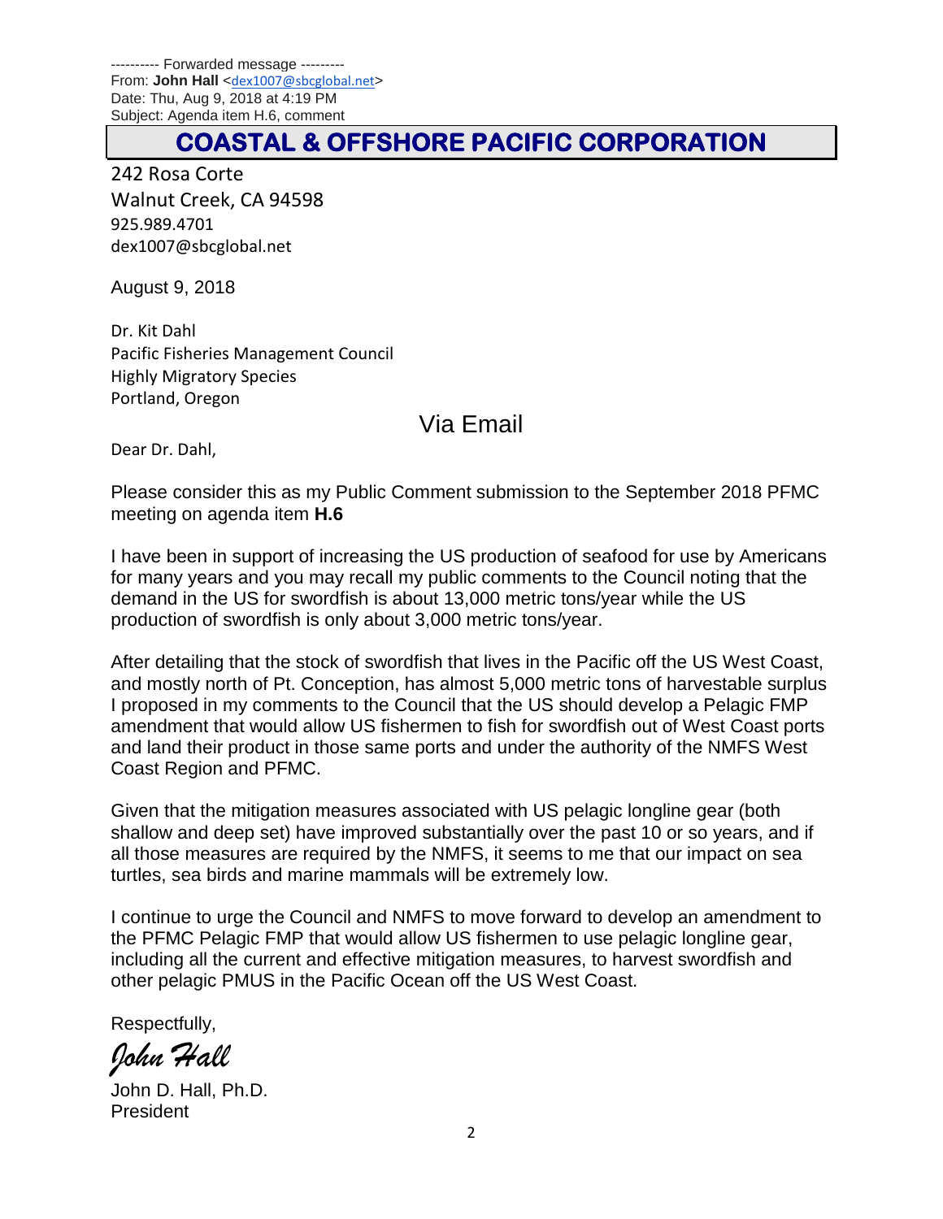---------- Forwarded message ---------
From: **John Hall** <dex1007@sbcglobal.net>
Date: Thu, Aug 9, 2018 at 4:19 PM
Subject: Agenda item H.6, comment

# COASTAL & OFFSHORE PACIFIC CORPORATION

242 Rosa Corte
Walnut Creek, CA 94598
925.989.4701
dex1007@sbcglobal.net

August 9, 2018

Dr. Kit Dahl
Pacific Fisheries Management Council
Highly Migratory Species
Portland, Oregon

Via Email

Dear Dr. Dahl,

Please consider this as my Public Comment submission to the September 2018 PFMC meeting on agenda item **H.6**

I have been in support of increasing the US production of seafood for use by Americans for many years and you may recall my public comments to the Council noting that the demand in the US for swordfish is about 13,000 metric tons/year while the US production of swordfish is only about 3,000 metric tons/year.

After detailing that the stock of swordfish that lives in the Pacific off the US West Coast, and mostly north of Pt. Conception, has almost 5,000 metric tons of harvestable surplus I proposed in my comments to the Council that the US should develop a Pelagic FMP amendment that would allow US fishermen to fish for swordfish out of West Coast ports and land their product in those same ports and under the authority of the NMFS West Coast Region and PFMC.

Given that the mitigation measures associated with US pelagic longline gear (both shallow and deep set) have improved substantially over the past 10 or so years, and if all those measures are required by the NMFS, it seems to me that our impact on sea turtles, sea birds and marine mammals will be extremely low.

I continue to urge the Council and NMFS to move forward to develop an amendment to the PFMC Pelagic FMP that would allow US fishermen to use pelagic longline gear, including all the current and effective mitigation measures, to harvest swordfish and other pelagic PMUS in the Pacific Ocean off the US West Coast.

Respectfully,

*John Hall*

John D. Hall, Ph.D.
President